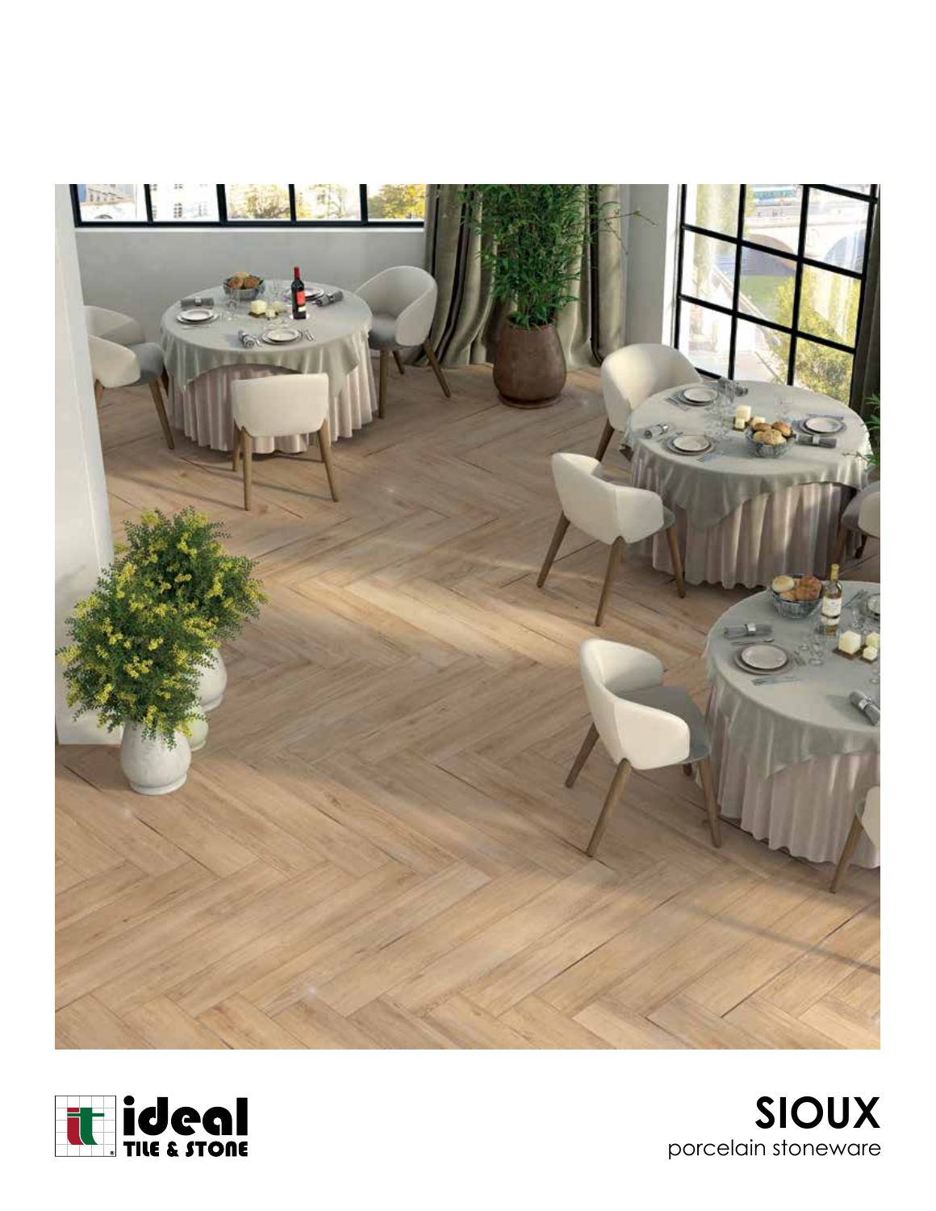ideal TILE & STONE

# SIOUX

porcelain stoneware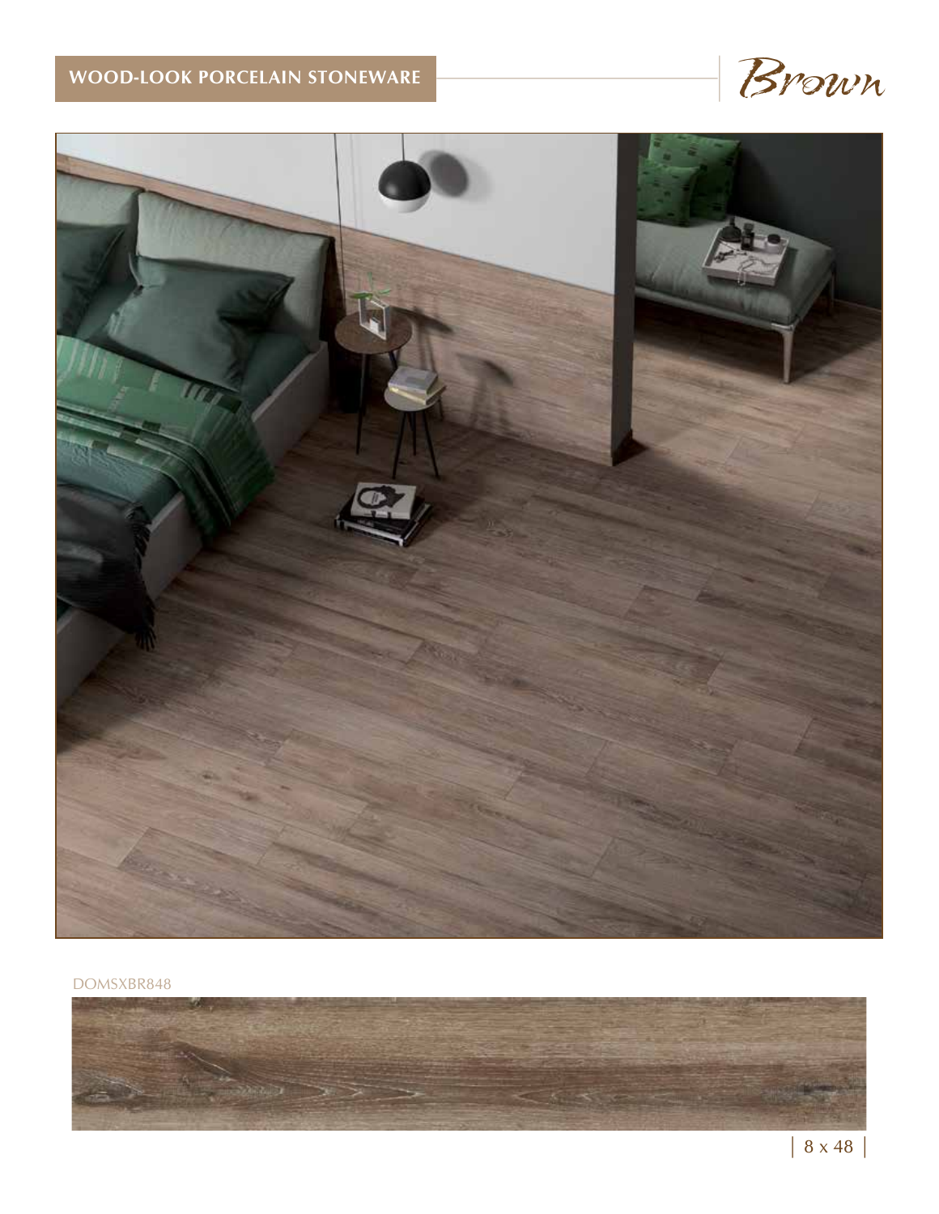**WOOD-LOOK PORCELAIN STONEWARE**

*Brown*

DOMSXBR848

| 8 x 48 |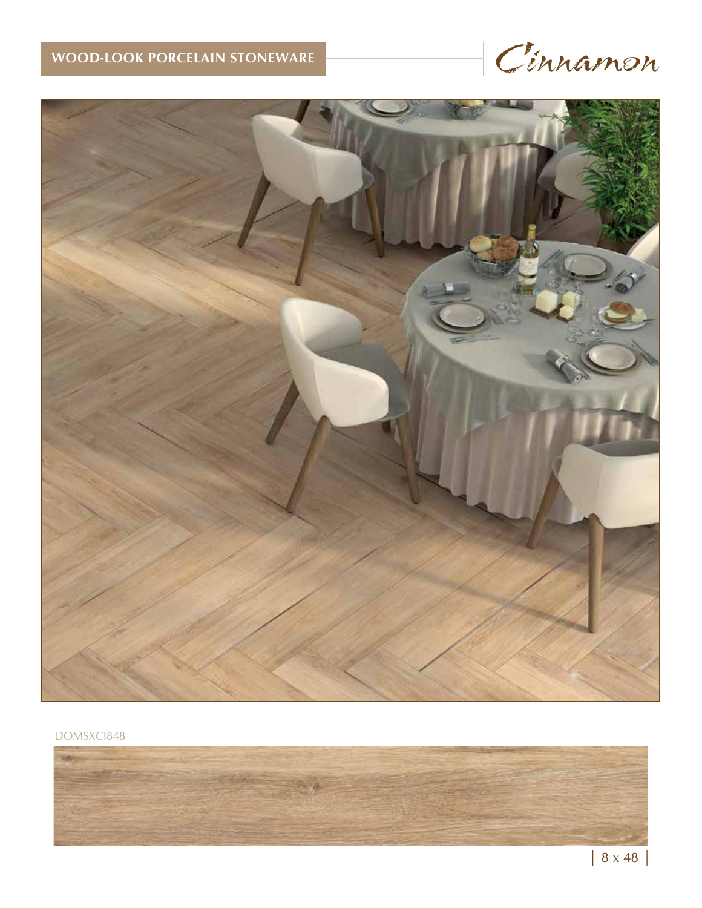WOOD-LOOK PORCELAIN STONEWARE

# Cinnamon

DOMSXCI848

| 8 x 48 |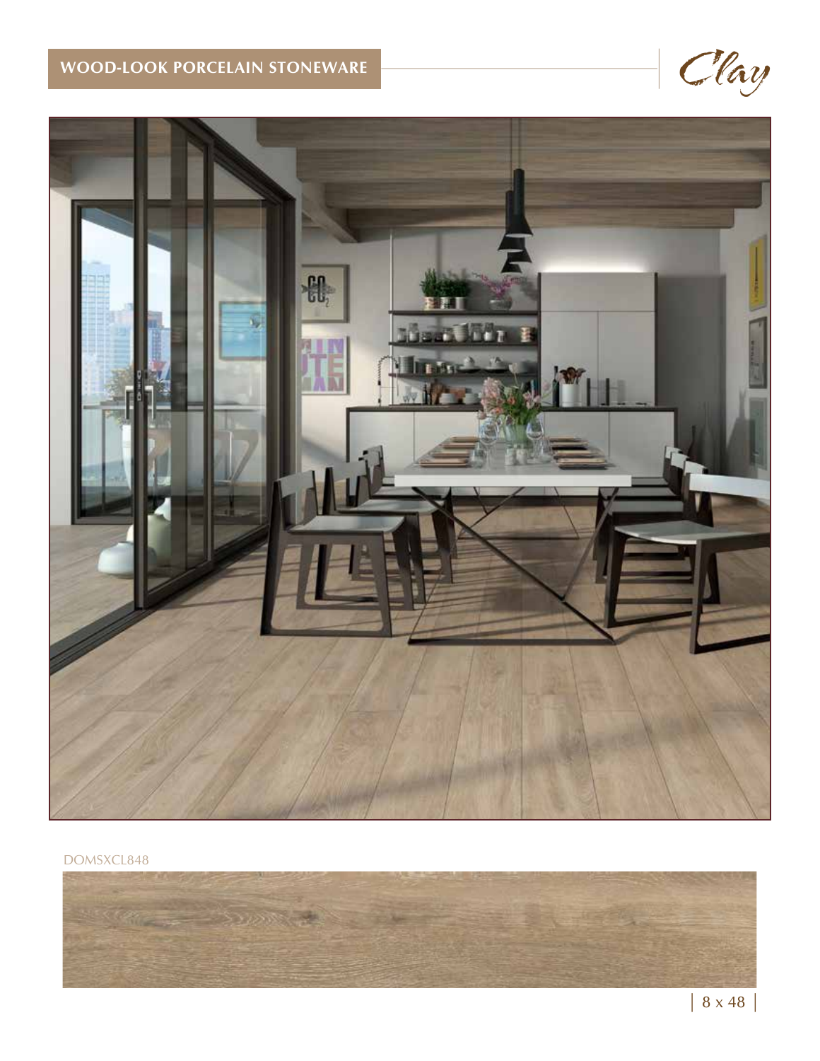WOOD-LOOK PORCELAIN STONEWARE

*Clay*

DOMSXCL848

| 8 x 48 |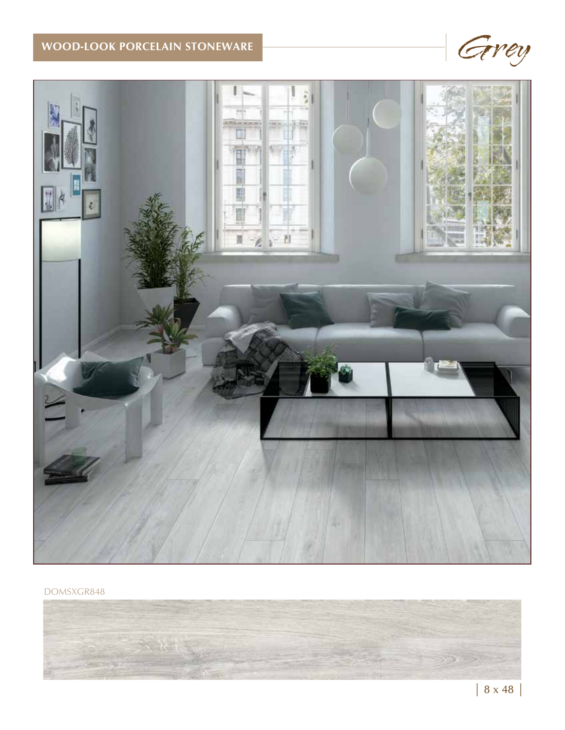## WOOD-LOOK PORCELAIN STONEWARE

*Grey*

DOMSXGR848

8 x 48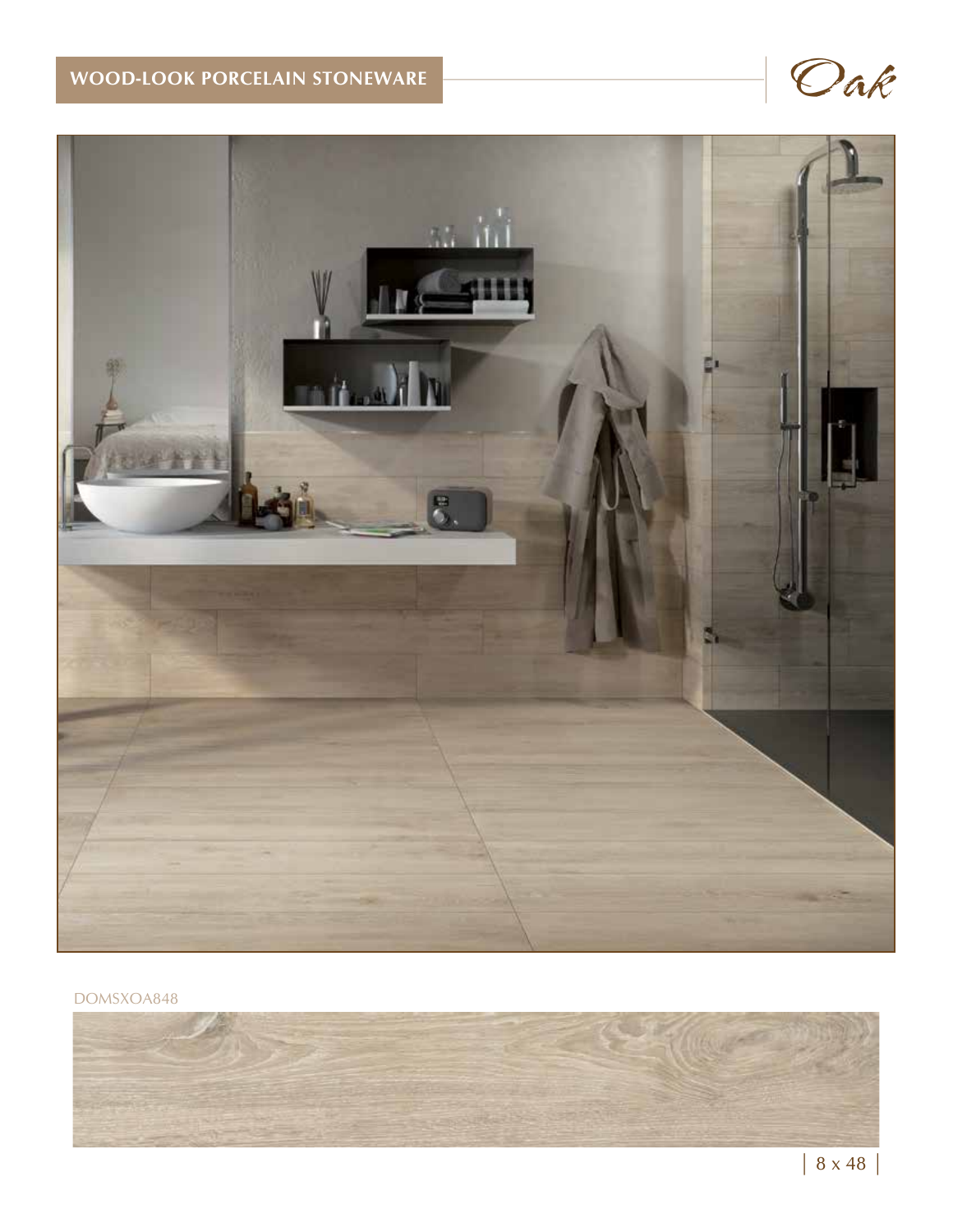**WOOD-LOOK PORCELAIN STONEWARE**

*Oak*

DOMSXOA848

| 8 x 48 |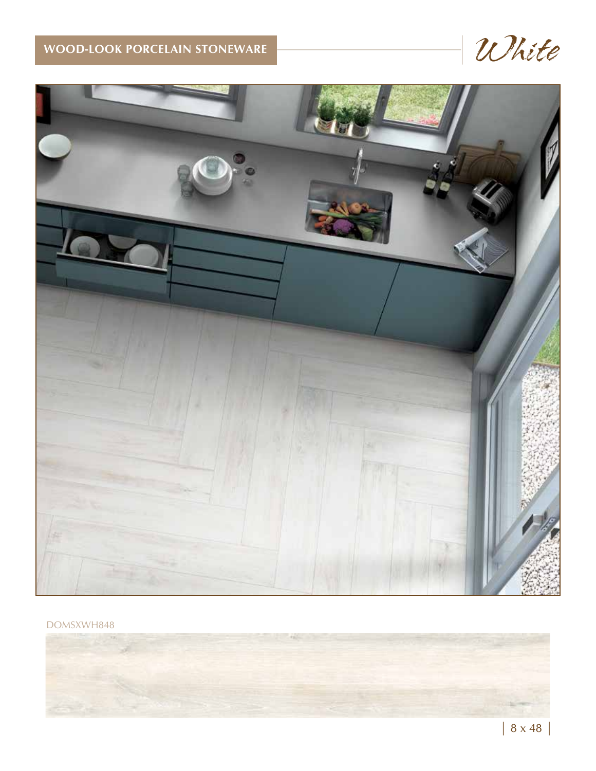**WOOD-LOOK PORCELAIN STONEWARE**

*White*

DOMSXWH848

| 8 x 48 |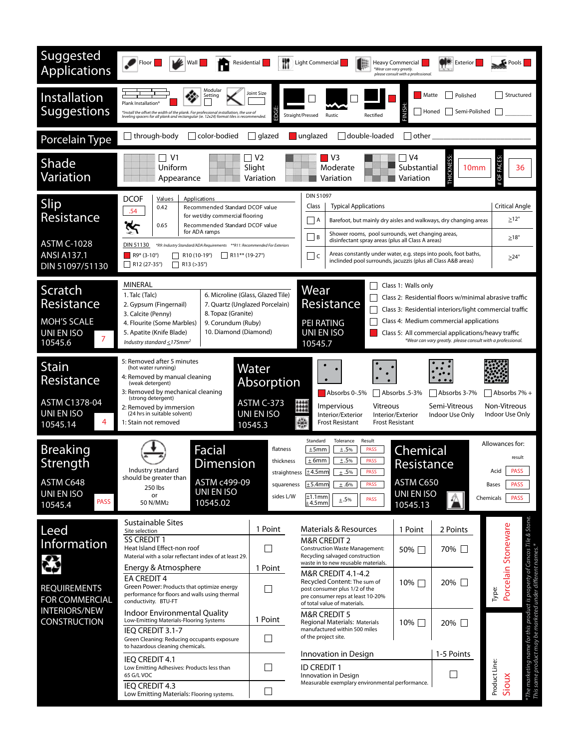## Suggested Applications

| Application | Selected |
|---|---|
| Floor | ■ |
| Wall | ■ |
| Residential | ■ |
| Light Commercial | ■ |
| Heavy Commercial *Wear can vary greatly. please consult with a professional. | ■ |
| Exterior | ■ |
| Pools | ■ |

## Installation Suggestions

- Plank Installation* ■
- Modular Setting ☐
- Joint Size ____

*Install the offset the width of the plank. For professional installation, the use of leveling spacers for all plank and rectangular (ie. 12x24) format tiles is recommended.

EDGE: Straight/Pressed ☐ | Rustic ☐ | Rectified ■

FINISH: Matte ■ | Polished ☐ | Structured ☐ | Honed ☐ | Semi-Polished ☐ | ☐ ________

## Porcelain Type

☐ through-body ☐ color-bodied ☐ glazed ■ unglazed ☐ double-loaded ☐ other ________________

## Shade Variation

☐ V1 Uniform Appearance | ☐ V2 Slight Variation | ■ V3 Moderate Variation | ☐ V4 Substantial Variation

THICKNESS: 10mm | # OF FACES: 36

## Slip Resistance

ASTM C-1028
ANSI A137.1
DIN 51097/51130

DCOF: .54

| Values | Applications |
|---|---|
| 0.42 | Recommended Standard DCOF value for wet/dry commercial flooring |
| 0.65 | Recommended Standard DCOF value for ADA ramps |

DIN 51130 — *R9: Industry Standard/ADA Requirements **R11: Recommended For Exteriors

■ R9* (3-10°) ☐ R10 (10-19°) ☐ R11** (19-27°) ☐ R12 (27-35°) ☐ R13 (>35°)

DIN 51097

| Class | Typical Applications | Critical Angle |
|---|---|---|
| ☐ A | Barefoot, but mainly dry aisles and walkways, dry changing areas | ≥12° |
| ☐ B | Shower rooms, pool surrounds, wet changing areas, disinfectant spray areas (plus all Class A areas) | ≥18° |
| ☐ C | Areas constantly under water, e.g. steps into pools, foot baths, inclined pool surrounds, jacuzzis (plus all Class A&B areas) | ≥24° |

## Scratch Resistance

MOH'S SCALE
UNI EN ISO 10545.6 — **7**

| MINERAL | |
|---|---|
| 1. Talc (Talc) | 6. Microline (Glass, Glazed Tile) |
| 2. Gypsum (Fingernail) | 7. Quartz (Unglazed Porcelain) |
| 3. Calcite (Penny) | 8. Topaz (Granite) |
| 4. Flourite (Some Marbles) | 9. Corundum (Ruby) |
| 5. Apatite (Knife Blade) | 10. Diamond (Diamond) |

Industry standard ≤175mm²

## Wear Resistance

PEI RATING
UNI EN ISO 10545.7

- ☐ Class 1: Walls only
- ☐ Class 2: Residential floors w/minimal abrasive traffic
- ☐ Class 3: Residential interiors/light commercial traffic
- ☐ Class 4: Medium commercial applications
- ■ Class 5: All commercial applications/heavy traffic

*Wear can vary greatly. please consult with a professional.

## Stain Resistance

ASTM C1378-04
UNI EN ISO 10545.14 — **4**

- 5: Removed after 5 minutes (hot water running)
- 4: Removed by manual cleaning (weak detergent)
- 3: Removed by mechanical cleaning (strong detergent)
- 2: Removed by immersion (24 hrs in suitable solvent)
- 1: Stain not removed

## Water Absorption

ASTM C-373
UNI EN ISO 10545.3

| ■ Absorbs 0-.5% | ☐ Absorbs .5-3% | ☐ Absorbs 3-7% | ☐ Absorbs 7% + |
|---|---|---|---|
| Impervious Interior/Exterior Frost Resistant | Vitreous Interior/Exterior Frost Resistant | Semi-Vitreous Indoor Use Only | Non-Vitreous Indoor Use Only |

## Breaking Strength

ASTM C648
UNI EN ISO 10545.4 — PASS

Industry standard should be greater than 250 lbs or 50 N/MM2

## Facial Dimension

ASTM C499-09
UNI EN ISO 10545.02

| | Standard | Tolerance | Result |
|---|---|---|---|
| flatness | ±5mm | ±.5% | PASS |
| thickness | ±6mm | ±.5% | PASS |
| straightness | ±4.5mm | ±.5% | PASS |
| squareness | ±5.4mm | ±.6% | PASS |
| sides L/W | ±1.1mm ±4.5mm | ±.5% | PASS |

## Chemical Resistance

ASTM C650
UNI EN ISO 10545.13

| Allowances for: | result |
|---|---|
| Acid | PASS |
| Bases | PASS |
| Chemicals | PASS |

## Leed Information

REQUIREMENTS FOR COMMERCIAL INTERIORS/NEW CONSTRUCTION

| Sustainable Sites — Site selection | 1 Point |
|---|---|
| SS CREDIT 1 — Heat Island Effect-non roof: Material with a solar reflectant index of at least 29. | ☐ |
| **Energy & Atmosphere** | **1 Point** |
| EA CREDIT 4 — Green Power: Products that optimize energy performance for floors and walls using thermal conductivity. BTU-FT | ☐ |
| **Indoor Environmental Quality** — Low-Emitting Materials-Flooring Systems | **1 Point** |
| IEQ CREDIT 3.1-7 — Green Cleaning: Reducing occupants exposure to hazardous cleaning chemicals. | ☐ |
| IEQ CREDIT 4.1 — Low Emitting Adhesives: Products less than 65 G/L VOC | ☐ |
| IEQ CREDIT 4.3 — Low Emitting Materials: Flooring systems. | ☐ |

| Materials & Resources | 1 Point | 2 Points |
|---|---|---|
| M&R CREDIT 2 — Construction Waste Management: Recycling salvaged construction waste in to new reusable materials. | 50% ☐ | 70% ☐ |
| M&R CREDIT 4.1-4.2 — Recycled Content: The sum of post consumer plus 1/2 of the pre consumer reps at least 10-20% of total value of materials. | 10% ☐ | 20% ☐ |
| M&R CREDIT 5 — Regional Materials: Materials manufactured within 500 miles of the project site. | 10% ☐ | 20% ☐ |

| Innovation in Design | 1-5 Points |
|---|---|
| ID CREDIT 1 — Innovation in Design: Measurable exemplary environmental performance. | ☐ |

Type: Porcelain Stoneware

Product Line: Sioux

*The marketing name for this product is property of Cancos Tile & Stone. This same product may be marketed under different names.*